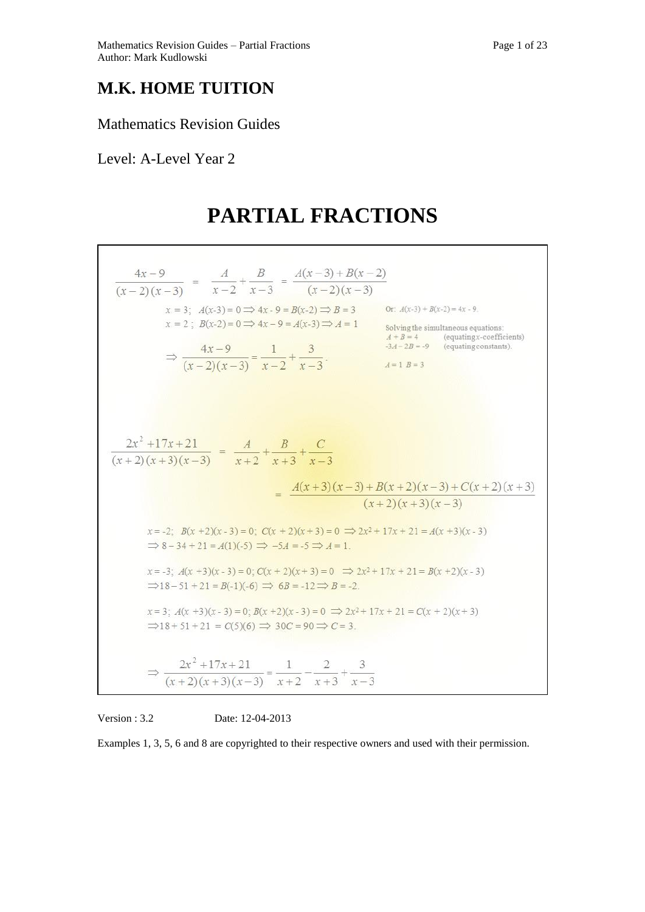# M.K. HOME TUITION

Mathematics Revision Guides

Level: A-Level Year 2

# PARTIAL FRACTIONS

$$\frac{4x-9}{(x-2)(x-3)} = \frac{A}{x-2} + \frac{B}{x-3} = \frac{A(x-3)+B(x-2)}{(x-2)(x-3)}$$

$x = 3$; $A(x\text{-}3) = 0 \Rightarrow 4x - 9 = B(x\text{-}2) \Rightarrow B = 3$

$x = 2$; $B(x\text{-}2) = 0 \Rightarrow 4x - 9 = A(x\text{-}3) \Rightarrow A = 1$

$$\Rightarrow \frac{4x-9}{(x-2)(x-3)} = \frac{1}{x-2} + \frac{3}{x-3}.$$

Or: $A(x\text{-}3) + B(x\text{-}2) = 4x - 9$.

Solving the simultaneous equations:

$A + B = 4$ (equating x-coefficients)

$-3A - 2B = -9$ (equating constants).

$A = 1$ $B = 3$

$$\frac{2x^2+17x+21}{(x+2)(x+3)(x-3)} = \frac{A}{x+2} + \frac{B}{x+3} + \frac{C}{x-3}$$

$$= \frac{A(x+3)(x-3)+B(x+2)(x-3)+C(x+2)(x+3)}{(x+2)(x+3)(x-3)}$$

$x = -2$; $B(x+2)(x - 3) = 0$; $C(x + 2)(x + 3) = 0 \Rightarrow 2x^2 + 17x + 21 = A(x+3)(x - 3)$

$\Rightarrow 8 - 34 + 21 = A(1)(-5) \Rightarrow -5A = -5 \Rightarrow A = 1.$

$x = -3$; $A(x+3)(x - 3) = 0$; $C(x + 2)(x + 3) = 0 \Rightarrow 2x^2 + 17x + 21 = B(x+2)(x - 3)$

$\Rightarrow 18 - 51 + 21 = B(-1)(-6) \Rightarrow 6B = -12 \Rightarrow B = -2.$

$x = 3$; $A(x+3)(x - 3) = 0$; $B(x+2)(x - 3) = 0 \Rightarrow 2x^2 + 17x + 21 = C(x + 2)(x + 3)$

$\Rightarrow 18 + 51 + 21 = C(5)(6) \Rightarrow 30C = 90 \Rightarrow C = 3.$

$$\Rightarrow \frac{2x^2+17x+21}{(x+2)(x+3)(x-3)} = \frac{1}{x+2} - \frac{2}{x+3} + \frac{3}{x-3}$$

Version : 3.2 Date: 12-04-2013

Examples 1, 3, 5, 6 and 8 are copyrighted to their respective owners and used with their permission.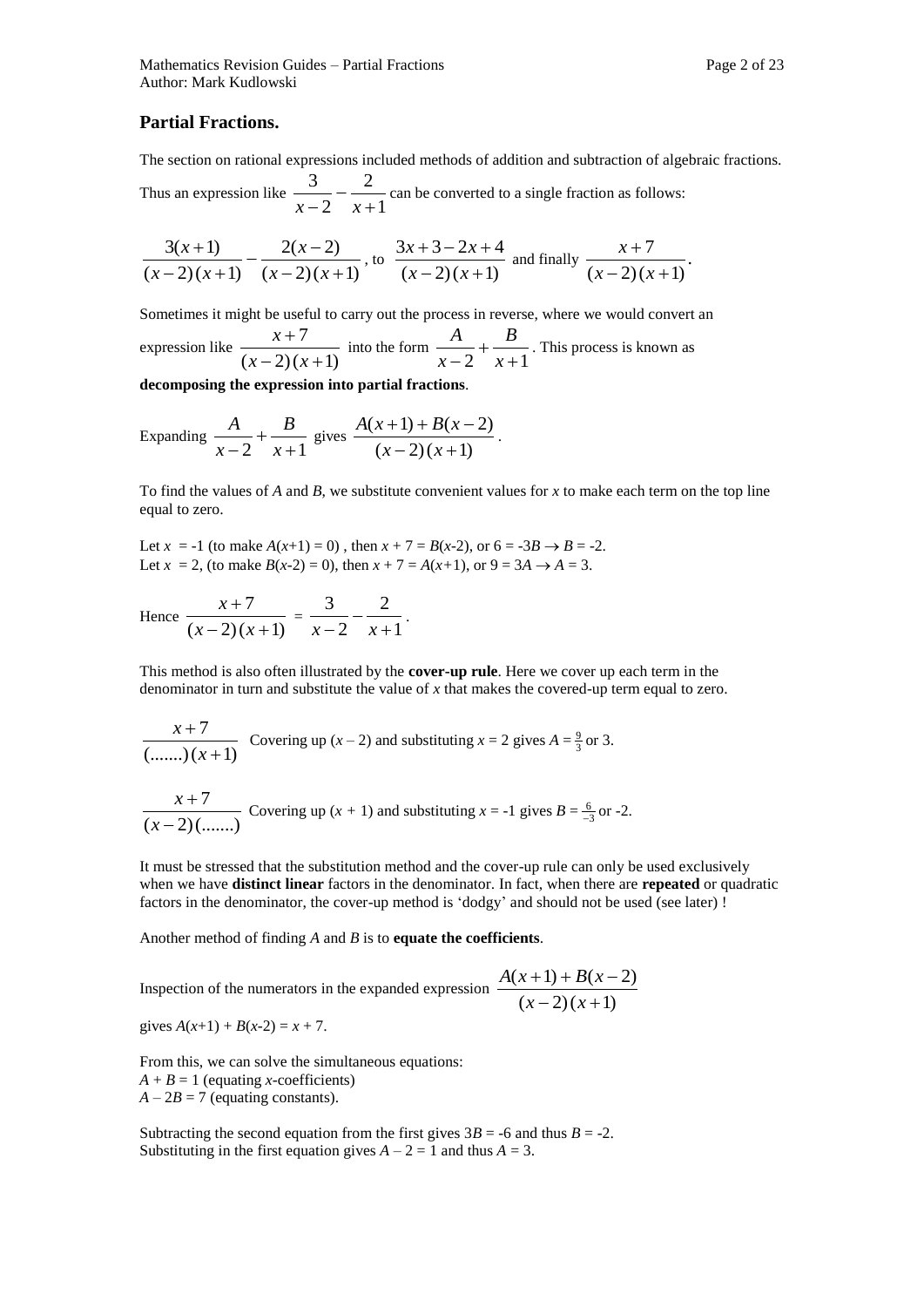## Partial Fractions.

The section on rational expressions included methods of addition and subtraction of algebraic fractions.

Thus an expression like $\frac{3}{x-2} - \frac{2}{x+1}$ can be converted to a single fraction as follows:

$$\frac{3(x+1)}{(x-2)(x+1)} - \frac{2(x-2)}{(x-2)(x+1)}, \text{ to } \frac{3x+3-2x+4}{(x-2)(x+1)} \text{ and finally } \frac{x+7}{(x-2)(x+1)}.$$

Sometimes it might be useful to carry out the process in reverse, where we would convert an expression like $\frac{x+7}{(x-2)(x+1)}$ into the form $\frac{A}{x-2} + \frac{B}{x+1}$. This process is known as **decomposing the expression into partial fractions**.

Expanding $\frac{A}{x-2} + \frac{B}{x+1}$ gives $\frac{A(x+1)+B(x-2)}{(x-2)(x+1)}$.

To find the values of *A* and *B*, we substitute convenient values for *x* to make each term on the top line equal to zero.

Let $x = -1$ (to make $A(x+1) = 0$) , then $x + 7 = B(x-2)$, or $6 = -3B \rightarrow B = -2$.
Let $x = 2$, (to make $B(x-2) = 0$), then $x + 7 = A(x+1)$, or $9 = 3A \rightarrow A = 3$.

Hence $\frac{x+7}{(x-2)(x+1)} = \frac{3}{x-2} - \frac{2}{x+1}$.

This method is also often illustrated by the **cover-up rule**. Here we cover up each term in the denominator in turn and substitute the value of *x* that makes the covered-up term equal to zero.

$\frac{x+7}{(.......)(x+1)}$ Covering up $(x - 2)$ and substituting $x = 2$ gives $A = \frac{9}{3}$ or 3.

$\frac{x+7}{(x-2)(.......)}$ Covering up $(x + 1)$ and substituting $x = -1$ gives $B = \frac{6}{-3}$ or -2.

It must be stressed that the substitution method and the cover-up rule can only be used exclusively when we have **distinct linear** factors in the denominator. In fact, when there are **repeated** or quadratic factors in the denominator, the cover-up method is 'dodgy' and should not be used (see later) !

Another method of finding *A* and *B* is to **equate the coefficients**.

Inspection of the numerators in the expanded expression $\frac{A(x+1)+B(x-2)}{(x-2)(x+1)}$

gives $A(x+1) + B(x-2) = x + 7$.

From this, we can solve the simultaneous equations:
$A + B = 1$ (equating *x*-coefficients)
$A - 2B = 7$ (equating constants).

Subtracting the second equation from the first gives $3B = -6$ and thus $B = -2$.
Substituting in the first equation gives $A - 2 = 1$ and thus $A = 3$.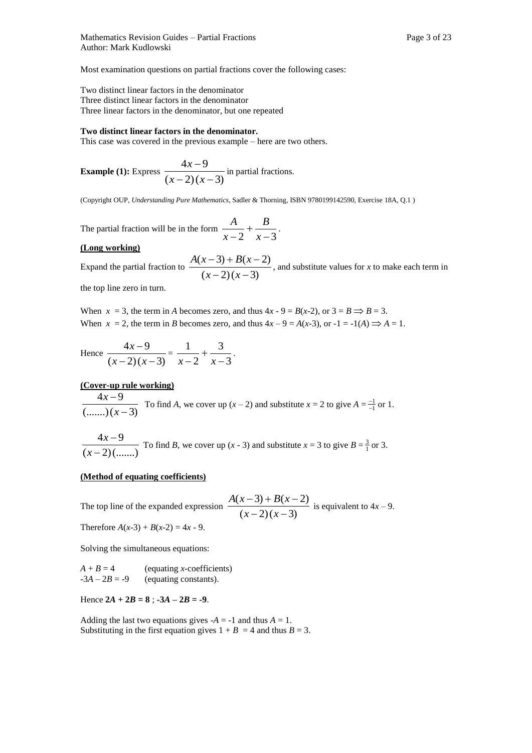Most examination questions on partial fractions cover the following cases:

Two distinct linear factors in the denominator
Three distinct linear factors in the denominator
Three linear factors in the denominator, but one repeated

**Two distinct linear factors in the denominator.**
This case was covered in the previous example – here are two others.

**Example (1):** Express $\dfrac{4x-9}{(x-2)(x-3)}$ in partial fractions.

(Copyright OUP, *Understanding Pure Mathematics*, Sadler & Thorning, ISBN 9780199142590, Exercise 18A, Q.1 )

The partial fraction will be in the form $\dfrac{A}{x-2}+\dfrac{B}{x-3}$.

**(Long working)**

Expand the partial fraction to $\dfrac{A(x-3)+B(x-2)}{(x-2)(x-3)}$, and substitute values for $x$ to make each term in the top line zero in turn.

When $x = 3$, the term in $A$ becomes zero, and thus $4x - 9 = B(x-2)$, or $3 = B \Rightarrow B = 3$.
When $x = 2$, the term in $B$ becomes zero, and thus $4x - 9 = A(x-3)$, or $-1 = -1(A) \Rightarrow A = 1$.

Hence $\dfrac{4x-9}{(x-2)(x-3)} = \dfrac{1}{x-2}+\dfrac{3}{x-3}$.

**(Cover-up rule working)**

$\dfrac{4x-9}{(.......)(x-3)}$ To find $A$, we cover up $(x-2)$ and substitute $x = 2$ to give $A = \frac{-1}{-1}$ or 1.

$\dfrac{4x-9}{(x-2)(.......)}$ To find $B$, we cover up $(x - 3)$ and substitute $x = 3$ to give $B = \frac{3}{1}$ or 3.

**(Method of equating coefficients)**

The top line of the expanded expression $\dfrac{A(x-3)+B(x-2)}{(x-2)(x-3)}$ is equivalent to $4x - 9$.

Therefore $A(x-3) + B(x-2) = 4x - 9$.

Solving the simultaneous equations:

$A + B = 4$ (equating $x$-coefficients)
$-3A - 2B = -9$ (equating constants).

Hence $\mathbf{2A + 2B = 8}$ ; $\mathbf{-3A - 2B = -9}$.

Adding the last two equations gives $-A = -1$ and thus $A = 1$.
Substituting in the first equation gives $1 + B = 4$ and thus $B = 3$.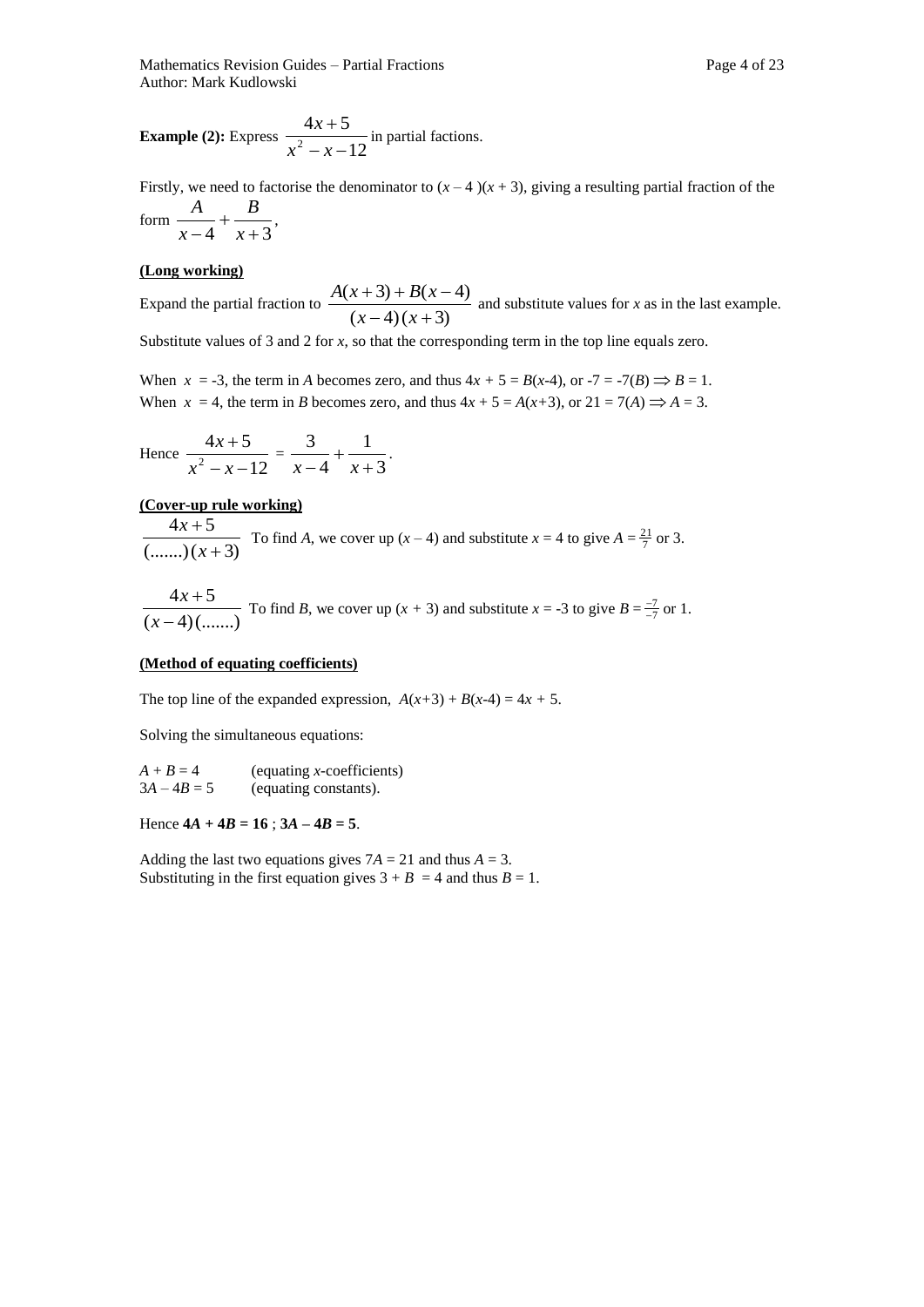**Example (2):** Express $\dfrac{4x+5}{x^2-x-12}$ in partial factions.

Firstly, we need to factorise the denominator to $(x-4)(x+3)$, giving a resulting partial fraction of the form $\dfrac{A}{x-4}+\dfrac{B}{x+3}$,

**(Long working)**

Expand the partial fraction to $\dfrac{A(x+3)+B(x-4)}{(x-4)(x+3)}$ and substitute values for $x$ as in the last example.

Substitute values of 3 and 2 for $x$, so that the corresponding term in the top line equals zero.

When $x = -3$, the term in $A$ becomes zero, and thus $4x + 5 = B(x-4)$, or $-7 = -7(B) \Rightarrow B = 1$.
When $x = 4$, the term in $B$ becomes zero, and thus $4x + 5 = A(x+3)$, or $21 = 7(A) \Rightarrow A = 3$.

Hence $\dfrac{4x+5}{x^2-x-12} = \dfrac{3}{x-4}+\dfrac{1}{x+3}$.

**(Cover-up rule working)**

$\dfrac{4x+5}{(.......)(x+3)}$ To find $A$, we cover up $(x-4)$ and substitute $x = 4$ to give $A = \frac{21}{7}$ or 3.

$\dfrac{4x+5}{(x-4)(.......)}$ To find $B$, we cover up $(x+3)$ and substitute $x = -3$ to give $B = \frac{-7}{-7}$ or 1.

**(Method of equating coefficients)**

The top line of the expanded expression, $A(x+3) + B(x-4) = 4x + 5$.

Solving the simultaneous equations:

$A + B = 4$ (equating $x$-coefficients)
$3A - 4B = 5$ (equating constants).

Hence $\mathbf{4A + 4B = 16}$ ; $\mathbf{3A - 4B = 5}$.

Adding the last two equations gives $7A = 21$ and thus $A = 3$.
Substituting in the first equation gives $3 + B = 4$ and thus $B = 1$.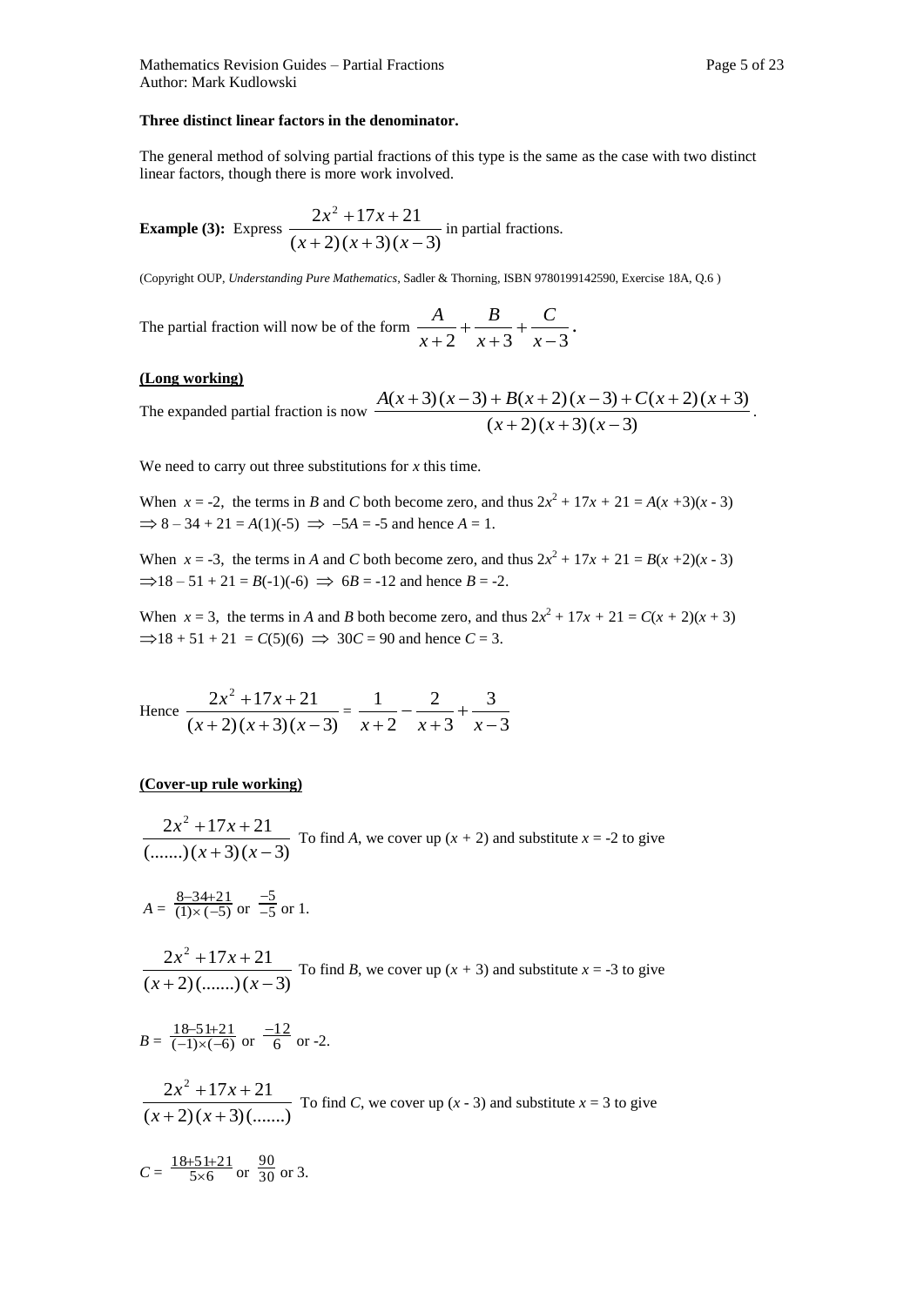**Three distinct linear factors in the denominator.**

The general method of solving partial fractions of this type is the same as the case with two distinct linear factors, though there is more work involved.

**Example (3):** Express $\frac{2x^2 + 17x + 21}{(x+2)(x+3)(x-3)}$ in partial fractions.

(Copyright OUP, *Understanding Pure Mathematics*, Sadler & Thorning, ISBN 9780199142590, Exercise 18A, Q.6 )

The partial fraction will now be of the form $\frac{A}{x+2} + \frac{B}{x+3} + \frac{C}{x-3}$.

**(Long working)**

The expanded partial fraction is now $\frac{A(x+3)(x-3) + B(x+2)(x-3) + C(x+2)(x+3)}{(x+2)(x+3)(x-3)}$.

We need to carry out three substitutions for $x$ this time.

When $x = -2$, the terms in $B$ and $C$ both become zero, and thus $2x^2 + 17x + 21 = A(x+3)(x-3)$ $\Rightarrow 8 - 34 + 21 = A(1)(-5) \Rightarrow -5A = -5$ and hence $A = 1$.

When $x = -3$, the terms in $A$ and $C$ both become zero, and thus $2x^2 + 17x + 21 = B(x+2)(x-3)$ $\Rightarrow 18 - 51 + 21 = B(-1)(-6) \Rightarrow 6B = -12$ and hence $B = -2$.

When $x = 3$, the terms in $A$ and $B$ both become zero, and thus $2x^2 + 17x + 21 = C(x+2)(x+3)$ $\Rightarrow 18 + 51 + 21 = C(5)(6) \Rightarrow 30C = 90$ and hence $C = 3$.

Hence $\frac{2x^2 + 17x + 21}{(x+2)(x+3)(x-3)} = \frac{1}{x+2} - \frac{2}{x+3} + \frac{3}{x-3}$

**(Cover-up rule working)**

$\frac{2x^2 + 17x + 21}{(.......)(x+3)(x-3)}$ To find $A$, we cover up $(x + 2)$ and substitute $x = -2$ to give

$A = \frac{8-34+21}{(1)\times(-5)}$ or $\frac{-5}{-5}$ or 1.

$\frac{2x^2 + 17x + 21}{(x+2)(.......)(x-3)}$ To find $B$, we cover up $(x + 3)$ and substitute $x = -3$ to give

$B = \frac{18-51+21}{(-1)\times(-6)}$ or $\frac{-12}{6}$ or -2.

$\frac{2x^2 + 17x + 21}{(x+2)(x+3)(.......)}$ To find $C$, we cover up $(x - 3)$ and substitute $x = 3$ to give

$C = \frac{18+51+21}{5\times 6}$ or $\frac{90}{30}$ or 3.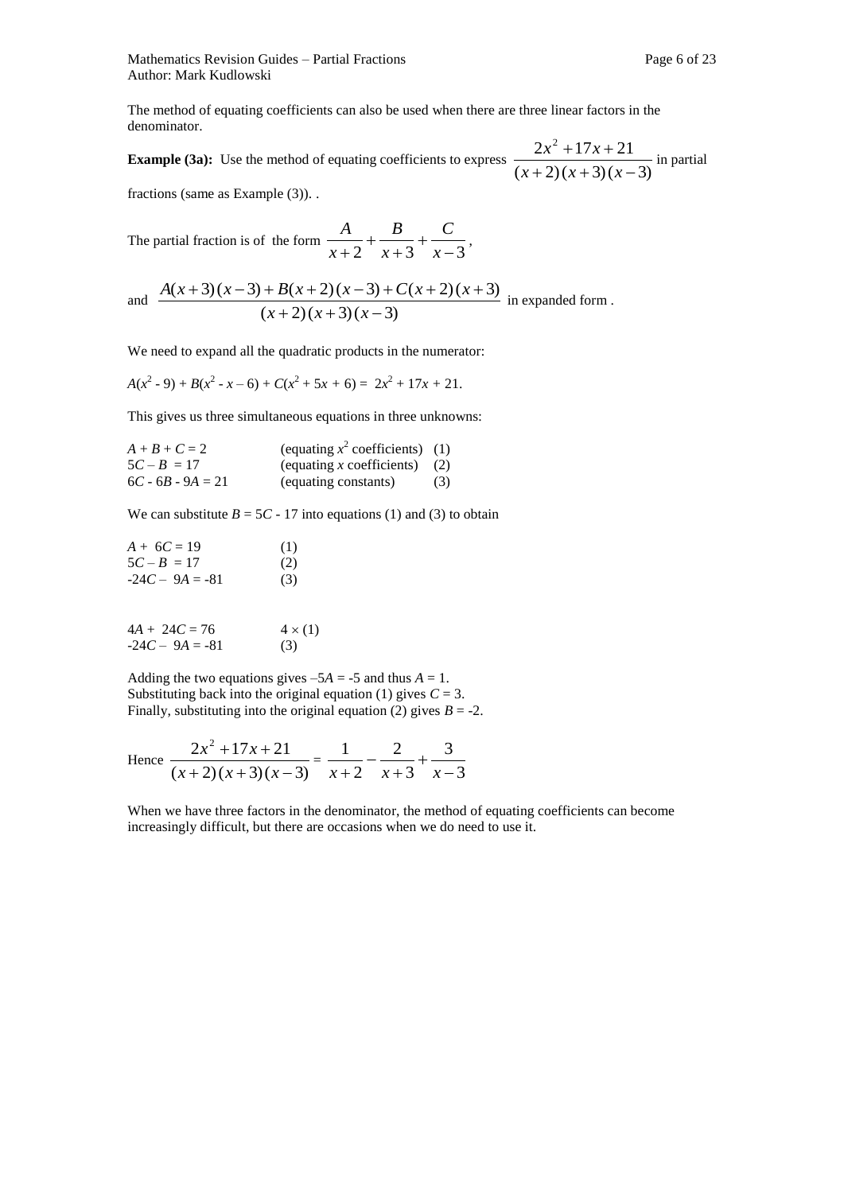The method of equating coefficients can also be used when there are three linear factors in the denominator.

**Example (3a):** Use the method of equating coefficients to express $\dfrac{2x^2+17x+21}{(x+2)(x+3)(x-3)}$ in partial fractions (same as Example (3)). .

The partial fraction is of the form $\dfrac{A}{x+2}+\dfrac{B}{x+3}+\dfrac{C}{x-3}$,

and $\dfrac{A(x+3)(x-3)+B(x+2)(x-3)+C(x+2)(x+3)}{(x+2)(x+3)(x-3)}$ in expanded form .

We need to expand all the quadratic products in the numerator:

$A(x^2 - 9) + B(x^2 - x - 6) + C(x^2 + 5x + 6) = 2x^2 + 17x + 21.$

This gives us three simultaneous equations in three unknowns:

| | | |
|---|---|---|
| $A + B + C = 2$ | (equating $x^2$ coefficients) | (1) |
| $5C - B = 17$ | (equating $x$ coefficients) | (2) |
| $6C - 6B - 9A = 21$ | (equating constants) | (3) |

We can substitute $B = 5C - 17$ into equations (1) and (3) to obtain

| | |
|---|---|
| $A + 6C = 19$ | (1) |
| $5C - B = 17$ | (2) |
| $-24C - 9A = -81$ | (3) |

| | |
|---|---|
| $4A + 24C = 76$ | $4 \times (1)$ |
| $-24C - 9A = -81$ | (3) |

Adding the two equations gives $-5A = -5$ and thus $A = 1$.
Substituting back into the original equation (1) gives $C = 3$.
Finally, substituting into the original equation (2) gives $B = -2$.

Hence $\dfrac{2x^2+17x+21}{(x+2)(x+3)(x-3)} = \dfrac{1}{x+2}-\dfrac{2}{x+3}+\dfrac{3}{x-3}$

When we have three factors in the denominator, the method of equating coefficients can become increasingly difficult, but there are occasions when we do need to use it.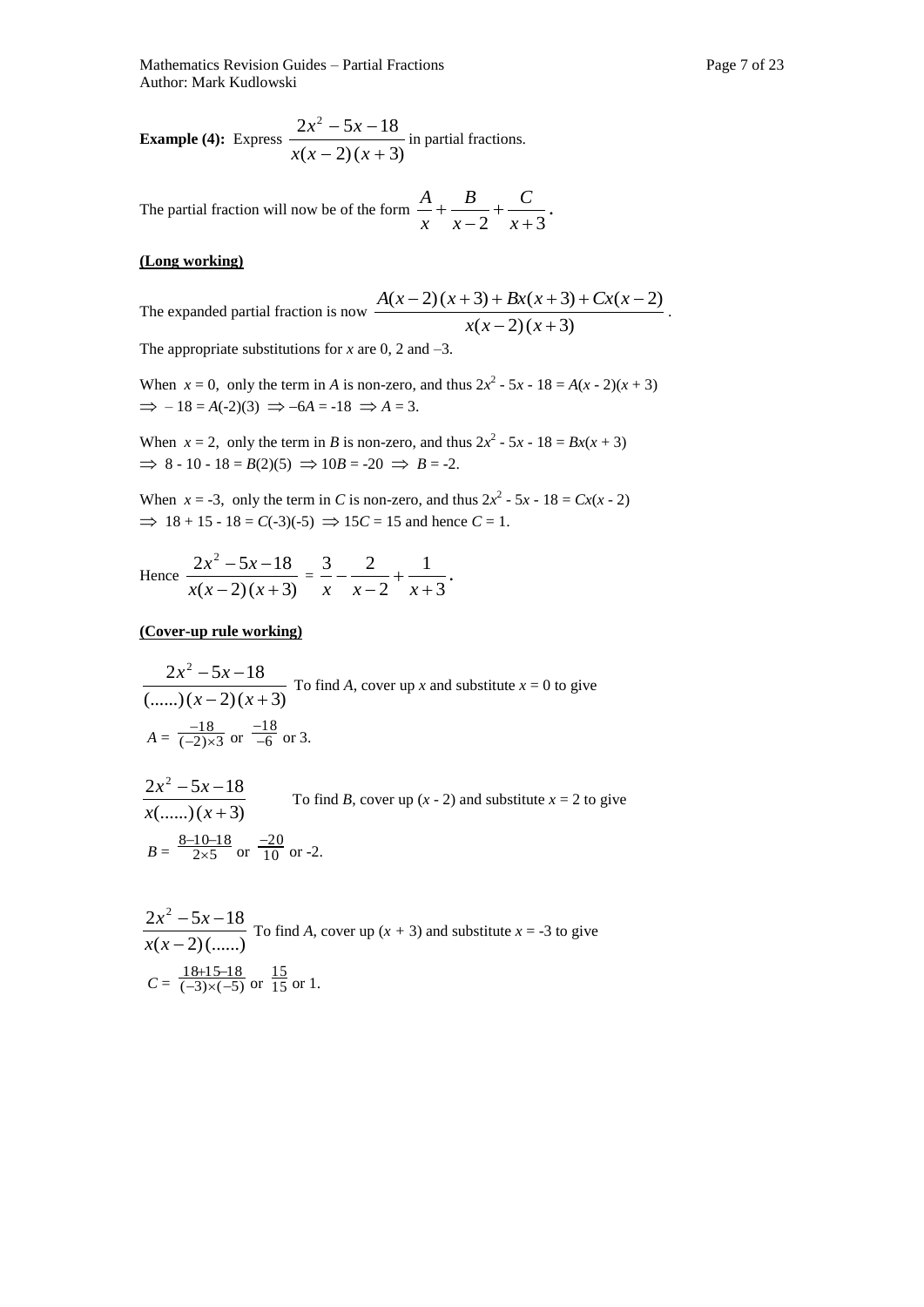**Example (4):** Express $\frac{2x^2 - 5x - 18}{x(x-2)(x+3)}$ in partial fractions.

The partial fraction will now be of the form $\frac{A}{x} + \frac{B}{x-2} + \frac{C}{x+3}$.

**(Long working)**

The expanded partial fraction is now $\frac{A(x-2)(x+3) + Bx(x+3) + Cx(x-2)}{x(x-2)(x+3)}$.

The appropriate substitutions for $x$ are 0, 2 and –3.

When $x = 0$, only the term in $A$ is non-zero, and thus $2x^2 - 5x - 18 = A(x-2)(x+3)$
$\Rightarrow -18 = A(-2)(3) \Rightarrow -6A = -18 \Rightarrow A = 3$.

When $x = 2$, only the term in $B$ is non-zero, and thus $2x^2 - 5x - 18 = Bx(x+3)$
$\Rightarrow 8 - 10 - 18 = B(2)(5) \Rightarrow 10B = -20 \Rightarrow B = -2$.

When $x = -3$, only the term in $C$ is non-zero, and thus $2x^2 - 5x - 18 = Cx(x-2)$
$\Rightarrow 18 + 15 - 18 = C(-3)(-5) \Rightarrow 15C = 15$ and hence $C = 1$.

Hence $\frac{2x^2 - 5x - 18}{x(x-2)(x+3)} = \frac{3}{x} - \frac{2}{x-2} + \frac{1}{x+3}$.

**(Cover-up rule working)**

$\frac{2x^2 - 5x - 18}{(......)(x-2)(x+3)}$ To find $A$, cover up $x$ and substitute $x = 0$ to give

$A = \frac{-18}{(-2)\times 3}$ or $\frac{-18}{-6}$ or 3.

$\frac{2x^2 - 5x - 18}{x(......)(x+3)}$ To find $B$, cover up $(x - 2)$ and substitute $x = 2$ to give

$B = \frac{8-10-18}{2\times 5}$ or $\frac{-20}{10}$ or -2.

$\frac{2x^2 - 5x - 18}{x(x-2)(......)}$ To find $A$, cover up $(x + 3)$ and substitute $x = -3$ to give

$C = \frac{18+15-18}{(-3)\times(-5)}$ or $\frac{15}{15}$ or 1.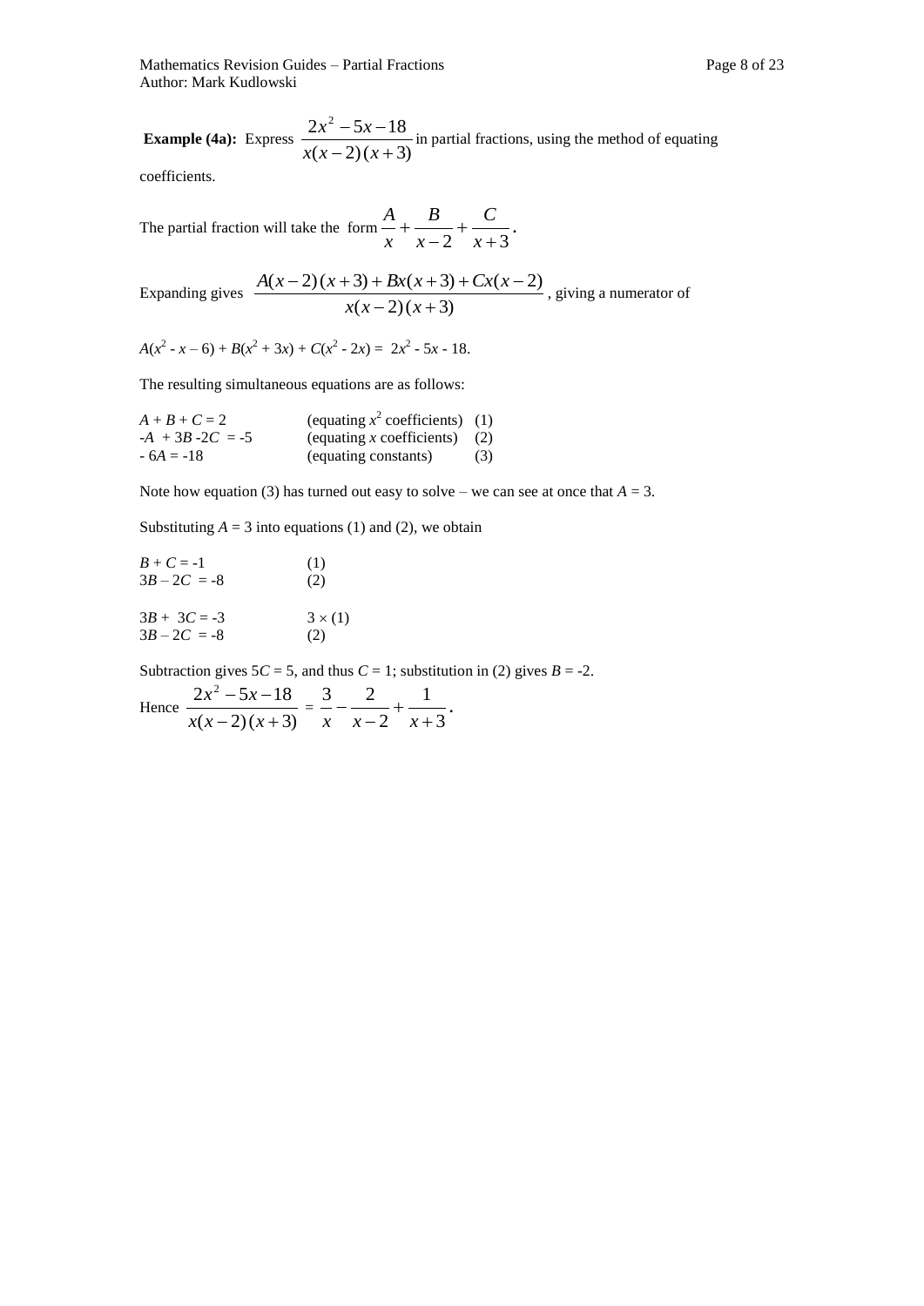**Example (4a):** Express $\dfrac{2x^2 - 5x - 18}{x(x-2)(x+3)}$ in partial fractions, using the method of equating coefficients.

The partial fraction will take the form $\dfrac{A}{x} + \dfrac{B}{x-2} + \dfrac{C}{x+3}$.

Expanding gives $\dfrac{A(x-2)(x+3) + Bx(x+3) + Cx(x-2)}{x(x-2)(x+3)}$, giving a numerator of

$A(x^2 - x - 6) + B(x^2 + 3x) + C(x^2 - 2x) = 2x^2 - 5x - 18$.

The resulting simultaneous equations are as follows:

| | | |
|---|---|---|
| $A + B + C = 2$ | (equating $x^2$ coefficients) | (1) |
| $-A + 3B - 2C = -5$ | (equating $x$ coefficients) | (2) |
| $-6A = -18$ | (equating constants) | (3) |

Note how equation (3) has turned out easy to solve – we can see at once that $A = 3$.

Substituting $A = 3$ into equations (1) and (2), we obtain

| | |
|---|---|
| $B + C = -1$ | (1) |
| $3B - 2C = -8$ | (2) |

| | |
|---|---|
| $3B + 3C = -3$ | $3 \times (1)$ |
| $3B - 2C = -8$ | (2) |

Subtraction gives $5C = 5$, and thus $C = 1$; substitution in (2) gives $B = -2$.

Hence $\dfrac{2x^2 - 5x - 18}{x(x-2)(x+3)} = \dfrac{3}{x} - \dfrac{2}{x-2} + \dfrac{1}{x+3}$.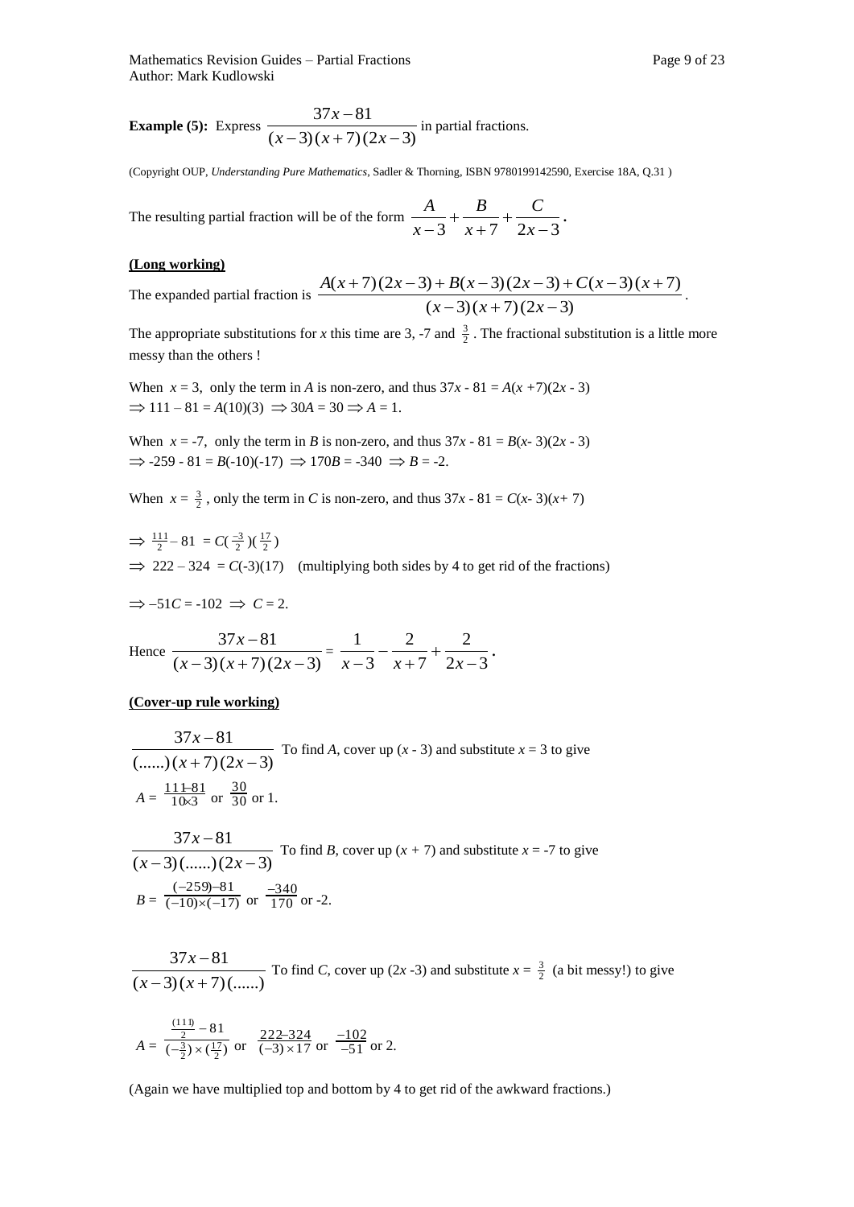**Example (5):** Express $\dfrac{37x-81}{(x-3)(x+7)(2x-3)}$ in partial fractions.

(Copyright OUP, *Understanding Pure Mathematics*, Sadler & Thorning, ISBN 9780199142590, Exercise 18A, Q.31 )

The resulting partial fraction will be of the form $\dfrac{A}{x-3}+\dfrac{B}{x+7}+\dfrac{C}{2x-3}$.

**(Long working)**

The expanded partial fraction is $\dfrac{A(x+7)(2x-3)+B(x-3)(2x-3)+C(x-3)(x+7)}{(x-3)(x+7)(2x-3)}$.

The appropriate substitutions for $x$ this time are 3, -7 and $\frac{3}{2}$. The fractional substitution is a little more messy than the others !

When $x = 3$, only the term in $A$ is non-zero, and thus $37x - 81 = A(x+7)(2x-3)$
$\Rightarrow 111 - 81 = A(10)(3) \Rightarrow 30A = 30 \Rightarrow A = 1$.

When $x = -7$, only the term in $B$ is non-zero, and thus $37x - 81 = B(x-3)(2x-3)$
$\Rightarrow -259 - 81 = B(-10)(-17) \Rightarrow 170B = -340 \Rightarrow B = -2$.

When $x = \frac{3}{2}$, only the term in $C$ is non-zero, and thus $37x - 81 = C(x-3)(x+7)$

$\Rightarrow \frac{111}{2} - 81 = C(\frac{-3}{2})(\frac{17}{2})$
$\Rightarrow 222 - 324 = C(-3)(17)$ (multiplying both sides by 4 to get rid of the fractions)

$\Rightarrow -51C = -102 \Rightarrow C = 2$.

Hence $\dfrac{37x-81}{(x-3)(x+7)(2x-3)} = \dfrac{1}{x-3}-\dfrac{2}{x+7}+\dfrac{2}{2x-3}$.

**(Cover-up rule working)**

$\dfrac{37x-81}{(......)(x+7)(2x-3)}$ To find $A$, cover up $(x - 3)$ and substitute $x = 3$ to give

$A = \frac{111-81}{10\times 3}$ or $\frac{30}{30}$ or 1.

$\dfrac{37x-81}{(x-3)(......)(2x-3)}$ To find $B$, cover up $(x + 7)$ and substitute $x = -7$ to give

$B = \frac{(-259)-81}{(-10)\times(-17)}$ or $\frac{-340}{170}$ or -2.

$\dfrac{37x-81}{(x-3)(x+7)(......)}$ To find $C$, cover up $(2x -3)$ and substitute $x = \frac{3}{2}$ (a bit messy!) to give

$A = \dfrac{\frac{(111)}{2}-81}{(-\frac{3}{2})\times(\frac{17}{2})}$ or $\frac{222-324}{(-3)\times 17}$ or $\frac{-102}{-51}$ or 2.

(Again we have multiplied top and bottom by 4 to get rid of the awkward fractions.)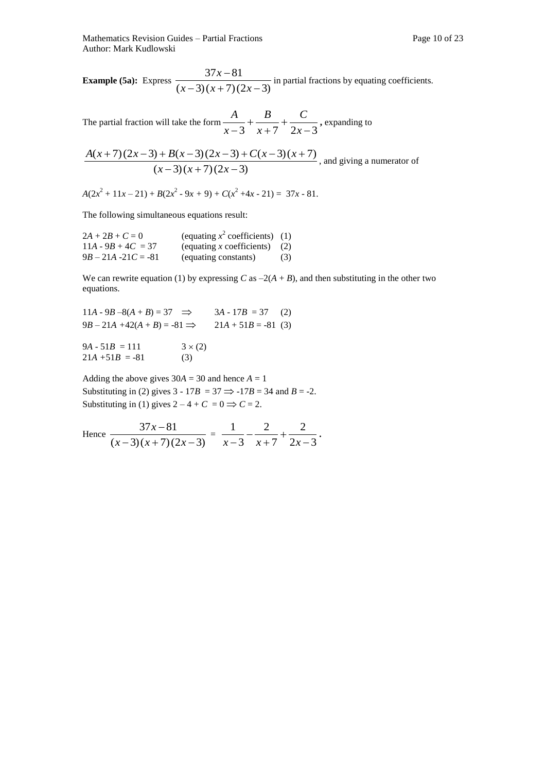**Example (5a):** Express $\dfrac{37x-81}{(x-3)(x+7)(2x-3)}$ in partial fractions by equating coefficients.

The partial fraction will take the form $\dfrac{A}{x-3}+\dfrac{B}{x+7}+\dfrac{C}{2x-3}$, expanding to

$\dfrac{A(x+7)(2x-3)+B(x-3)(2x-3)+C(x-3)(x+7)}{(x-3)(x+7)(2x-3)}$, and giving a numerator of

$A(2x^2 + 11x - 21) + B(2x^2 - 9x + 9) + C(x^2 + 4x - 21) = 37x - 81.$

The following simultaneous equations result:

| | | |
|---|---|---|
| $2A + 2B + C = 0$ | (equating $x^2$ coefficients) | (1) |
| $11A - 9B + 4C = 37$ | (equating $x$ coefficients) | (2) |
| $9B - 21A - 21C = -81$ | (equating constants) | (3) |

We can rewrite equation (1) by expressing $C$ as $-2(A + B)$, and then substituting in the other two equations.

$11A - 9B - 8(A + B) = 37 \;\Rightarrow\quad 3A - 17B = 37 \quad (2)$

$9B - 21A + 42(A + B) = -81 \Rightarrow\quad 21A + 51B = -81 \quad (3)$

$9A - 51B = 111 \qquad 3 \times (2)$

$21A + 51B = -81 \qquad (3)$

Adding the above gives $30A = 30$ and hence $A = 1$

Substituting in (2) gives $3 - 17B = 37 \Rightarrow -17B = 34$ and $B = -2$.

Substituting in (1) gives $2 - 4 + C = 0 \Rightarrow C = 2$.

Hence $\dfrac{37x-81}{(x-3)(x+7)(2x-3)} = \dfrac{1}{x-3}-\dfrac{2}{x+7}+\dfrac{2}{2x-3}$.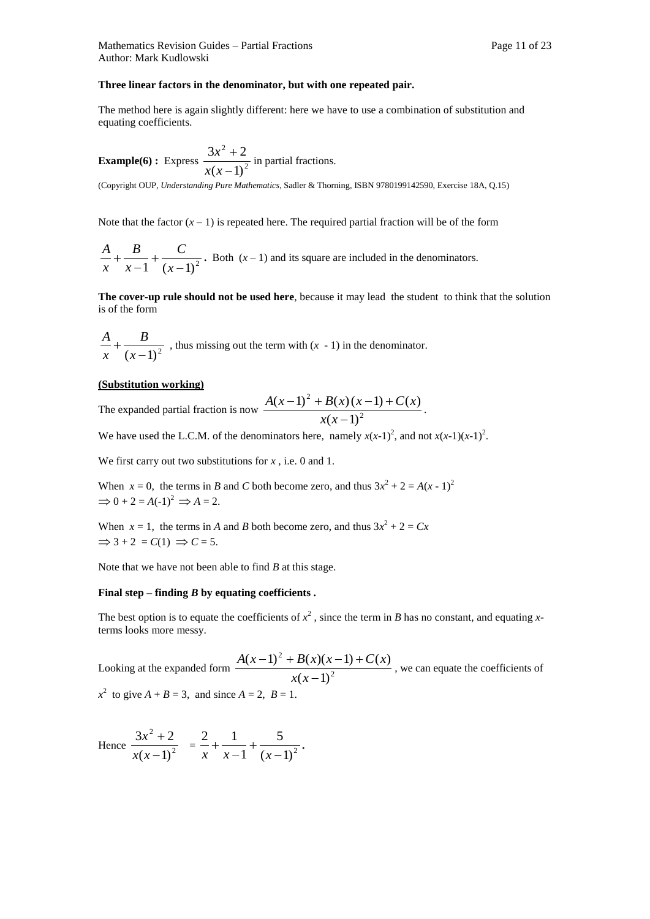**Three linear factors in the denominator, but with one repeated pair.**

The method here is again slightly different: here we have to use a combination of substitution and equating coefficients.

**Example(6) :** Express $\dfrac{3x^2+2}{x(x-1)^2}$ in partial fractions.

(Copyright OUP, *Understanding Pure Mathematics*, Sadler & Thorning, ISBN 9780199142590, Exercise 18A, Q.15)

Note that the factor $(x-1)$ is repeated here. The required partial fraction will be of the form

$\dfrac{A}{x}+\dfrac{B}{x-1}+\dfrac{C}{(x-1)^2}$. Both $(x-1)$ and its square are included in the denominators.

**The cover-up rule should not be used here**, because it may lead the student to think that the solution is of the form

$\dfrac{A}{x}+\dfrac{B}{(x-1)^2}$ , thus missing out the term with $(x-1)$ in the denominator.

**(Substitution working)**

The expanded partial fraction is now $\dfrac{A(x-1)^2+B(x)(x-1)+C(x)}{x(x-1)^2}$.

We have used the L.C.M. of the denominators here, namely $x(x-1)^2$, and not $x(x-1)(x-1)^2$.

We first carry out two substitutions for $x$ , i.e. 0 and 1.

When $x = 0$, the terms in $B$ and $C$ both become zero, and thus $3x^2 + 2 = A(x-1)^2$
$\Rightarrow 0 + 2 = A(-1)^2 \Rightarrow A = 2$.

When $x = 1$, the terms in $A$ and $B$ both become zero, and thus $3x^2 + 2 = Cx$
$\Rightarrow 3 + 2 = C(1) \Rightarrow C = 5$.

Note that we have not been able to find $B$ at this stage.

**Final step – finding *B* by equating coefficients .**

The best option is to equate the coefficients of $x^2$ , since the term in $B$ has no constant, and equating $x$-terms looks more messy.

Looking at the expanded form $\dfrac{A(x-1)^2+B(x)(x-1)+C(x)}{x(x-1)^2}$ , we can equate the coefficients of $x^2$ to give $A + B = 3$, and since $A = 2$, $B = 1$.

Hence $\dfrac{3x^2+2}{x(x-1)^2} = \dfrac{2}{x}+\dfrac{1}{x-1}+\dfrac{5}{(x-1)^2}$.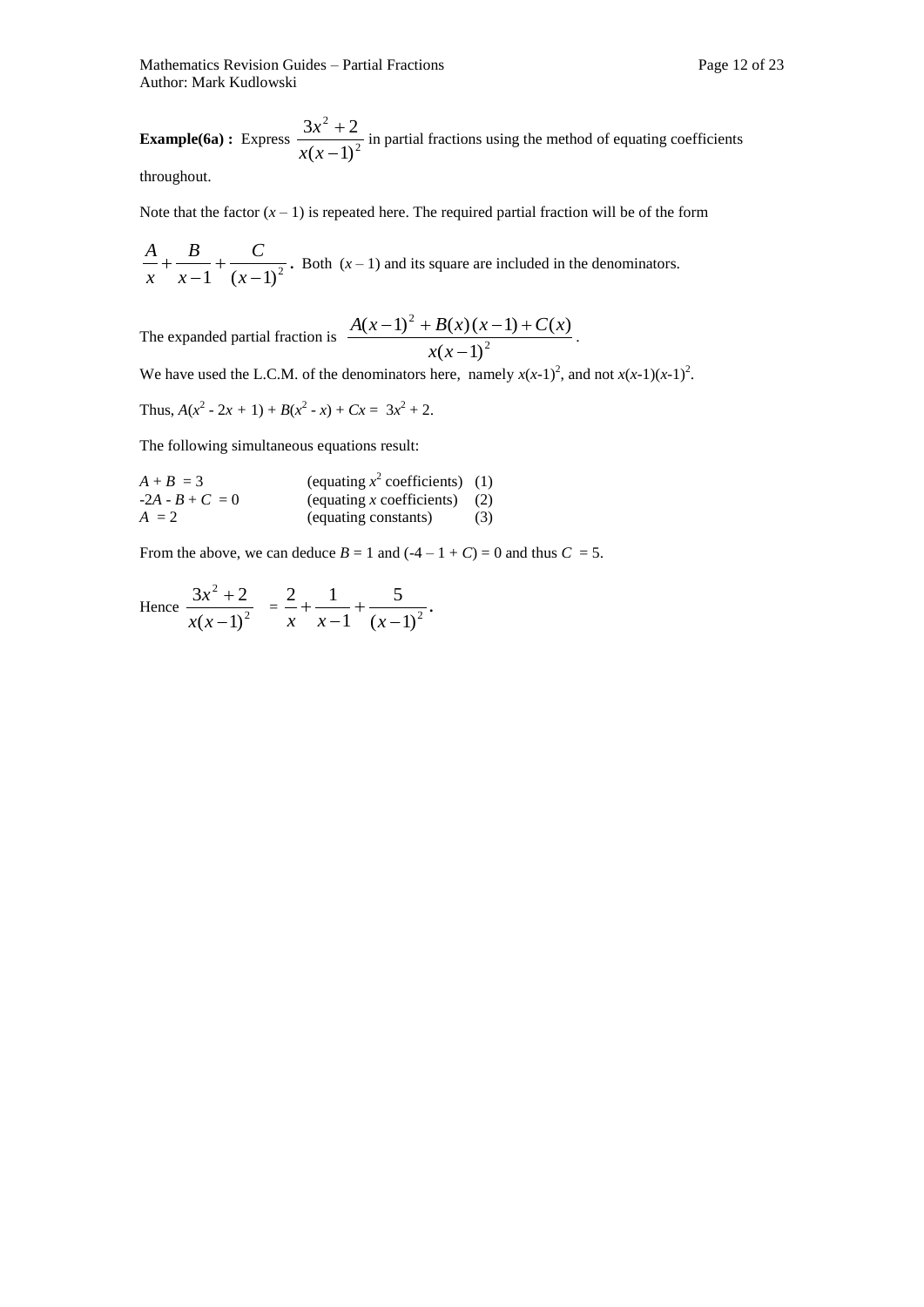**Example(6a) :** Express $\dfrac{3x^2+2}{x(x-1)^2}$ in partial fractions using the method of equating coefficients throughout.

Note that the factor $(x - 1)$ is repeated here. The required partial fraction will be of the form

$\dfrac{A}{x} + \dfrac{B}{x-1} + \dfrac{C}{(x-1)^2}$**.** Both $(x - 1)$ and its square are included in the denominators.

The expanded partial fraction is $\dfrac{A(x-1)^2 + B(x)(x-1) + C(x)}{x(x-1)^2}$.

We have used the L.C.M. of the denominators here, namely $x(x\text{-}1)^2$, and not $x(x\text{-}1)(x\text{-}1)^2$.

Thus, $A(x^2 - 2x + 1) + B(x^2 - x) + Cx = 3x^2 + 2$.

The following simultaneous equations result:

| | | |
|---|---|---|
| $A + B = 3$ | (equating $x^2$ coefficients) | (1) |
| $-2A - B + C = 0$ | (equating $x$ coefficients) | (2) |
| $A = 2$ | (equating constants) | (3) |

From the above, we can deduce $B = 1$ and $(-4 - 1 + C) = 0$ and thus $C = 5$.

Hence $\dfrac{3x^2+2}{x(x-1)^2} = \dfrac{2}{x} + \dfrac{1}{x-1} + \dfrac{5}{(x-1)^2}$**.**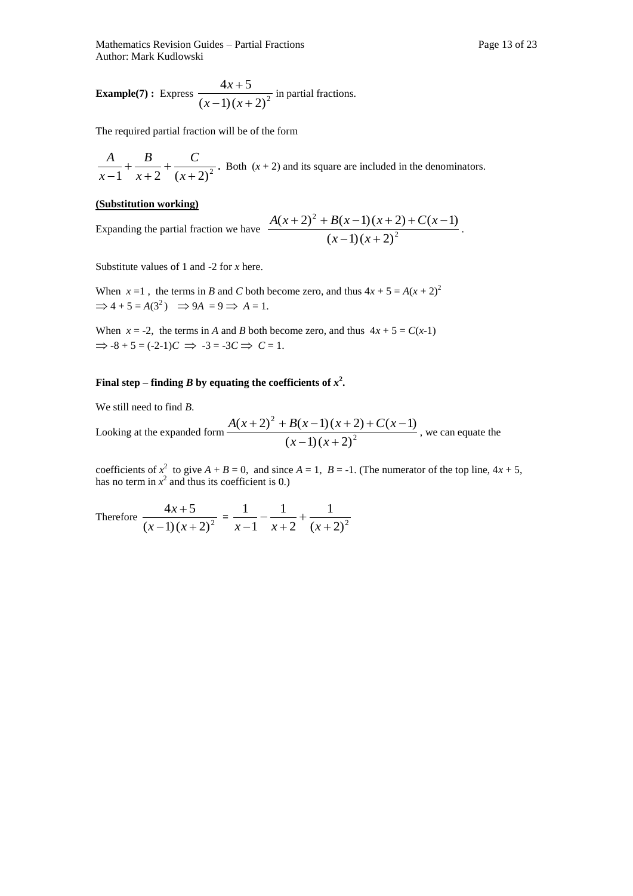**Example(7) :** Express $\dfrac{4x+5}{(x-1)(x+2)^2}$ in partial fractions.

The required partial fraction will be of the form

$\dfrac{A}{x-1}+\dfrac{B}{x+2}+\dfrac{C}{(x+2)^2}$**.** Both $(x + 2)$ and its square are included in the denominators.

**(Substitution working)**

Expanding the partial fraction we have $\dfrac{A(x+2)^2+B(x-1)(x+2)+C(x-1)}{(x-1)(x+2)^2}$.

Substitute values of 1 and -2 for $x$ here.

When $x = 1$, the terms in $B$ and $C$ both become zero, and thus $4x + 5 = A(x + 2)^2$
$\Rightarrow 4 + 5 = A(3^2) \quad \Rightarrow 9A = 9 \Rightarrow A = 1.$

When $x = -2$, the terms in $A$ and $B$ both become zero, and thus $4x + 5 = C(x-1)$
$\Rightarrow -8 + 5 = (-2-1)C \Rightarrow -3 = -3C \Rightarrow C = 1.$

**Final step – finding *B* by equating the coefficients of $x^2$.**

We still need to find $B$.

Looking at the expanded form $\dfrac{A(x+2)^2+B(x-1)(x+2)+C(x-1)}{(x-1)(x+2)^2}$, we can equate the coefficients of $x^2$ to give $A + B = 0$, and since $A = 1$, $B = -1$. (The numerator of the top line, $4x + 5$, has no term in $x^2$ and thus its coefficient is 0.)

Therefore $\dfrac{4x+5}{(x-1)(x+2)^2} = \dfrac{1}{x-1}-\dfrac{1}{x+2}+\dfrac{1}{(x+2)^2}$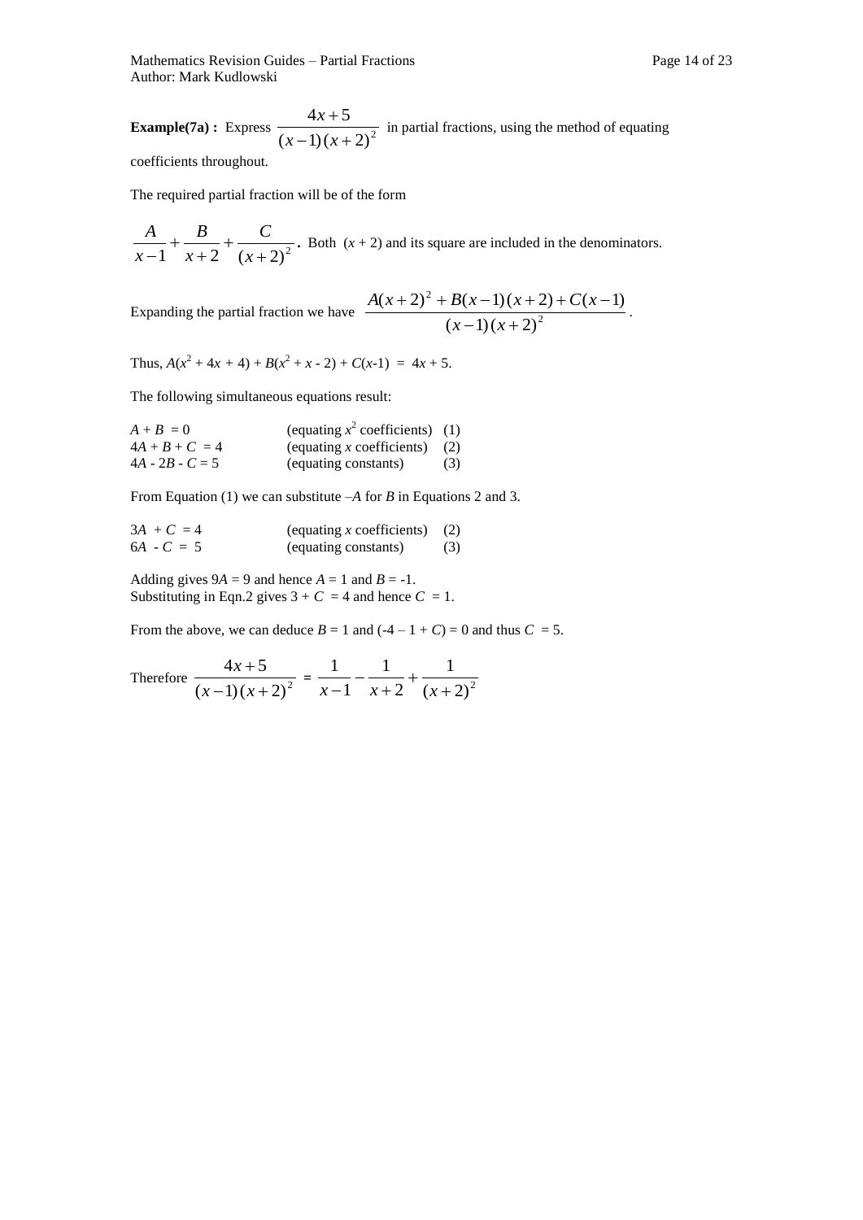**Example(7a) :** Express $\frac{4x+5}{(x-1)(x+2)^2}$ in partial fractions, using the method of equating coefficients throughout.

The required partial fraction will be of the form

$\frac{A}{x-1}+\frac{B}{x+2}+\frac{C}{(x+2)^2}$ **.** Both $(x + 2)$ and its square are included in the denominators.

Expanding the partial fraction we have $\frac{A(x+2)^2+B(x-1)(x+2)+C(x-1)}{(x-1)(x+2)^2}$.

Thus, $A(x^2 + 4x + 4) + B(x^2 + x - 2) + C(x-1) = 4x + 5$.

The following simultaneous equations result:

| | | |
|---|---|---|
| $A + B = 0$ | (equating $x^2$ coefficients) | (1) |
| $4A + B + C = 4$ | (equating $x$ coefficients) | (2) |
| $4A - 2B - C = 5$ | (equating constants) | (3) |

From Equation (1) we can substitute $-A$ for $B$ in Equations 2 and 3.

| | | |
|---|---|---|
| $3A + C = 4$ | (equating $x$ coefficients) | (2) |
| $6A - C = 5$ | (equating constants) | (3) |

Adding gives $9A = 9$ and hence $A = 1$ and $B = -1$.
Substituting in Eqn.2 gives $3 + C = 4$ and hence $C = 1$.

From the above, we can deduce $B = 1$ and $(-4 - 1 + C) = 0$ and thus $C = 5$.

Therefore $\frac{4x+5}{(x-1)(x+2)^2} = \frac{1}{x-1}-\frac{1}{x+2}+\frac{1}{(x+2)^2}$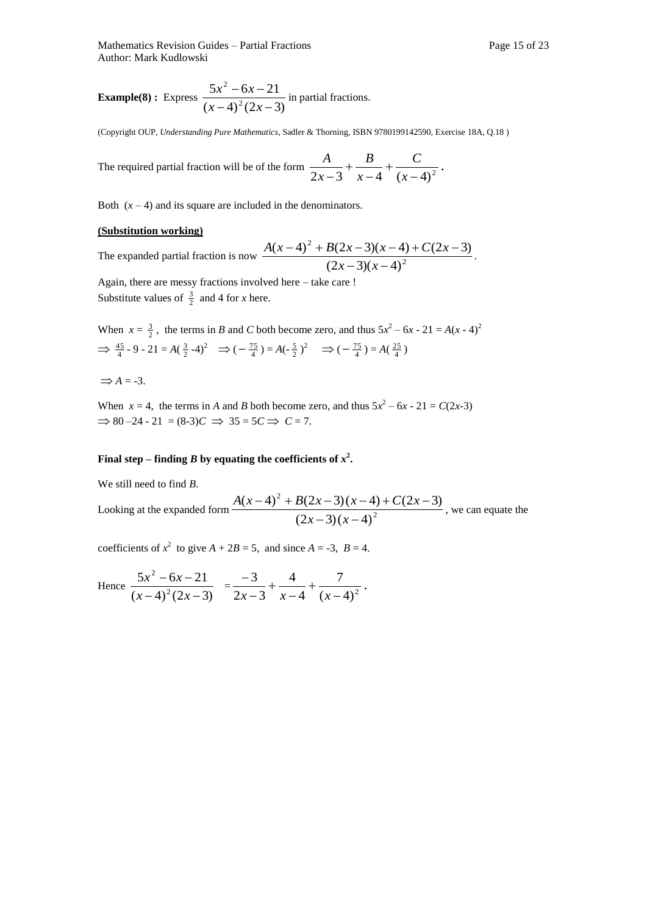**Example(8) :** Express $\dfrac{5x^2 - 6x - 21}{(x-4)^2(2x-3)}$ in partial fractions.

(Copyright OUP, *Understanding Pure Mathematics*, Sadler & Thorning, ISBN 9780199142590, Exercise 18A, Q.18 )

The required partial fraction will be of the form $\dfrac{A}{2x-3} + \dfrac{B}{x-4} + \dfrac{C}{(x-4)^2}$.

Both $(x-4)$ and its square are included in the denominators.

**(Substitution working)**

The expanded partial fraction is now $\dfrac{A(x-4)^2 + B(2x-3)(x-4) + C(2x-3)}{(2x-3)(x-4)^2}$.

Again, there are messy fractions involved here – take care !
Substitute values of $\frac{3}{2}$ and 4 for $x$ here.

When $x = \frac{3}{2}$, the terms in $B$ and $C$ both become zero, and thus $5x^2 - 6x - 21 = A(x-4)^2$

$\Rightarrow \frac{45}{4} - 9 - 21 = A(\frac{3}{2} - 4)^2 \quad \Rightarrow (-\frac{75}{4}) = A(-\frac{5}{2})^2 \quad \Rightarrow (-\frac{75}{4}) = A(\frac{25}{4})$

$\Rightarrow A = -3.$

When $x = 4$, the terms in $A$ and $B$ both become zero, and thus $5x^2 - 6x - 21 = C(2x-3)$
$\Rightarrow 80 - 24 - 21 = (8-3)C \Rightarrow 35 = 5C \Rightarrow C = 7.$

**Final step – finding *B* by equating the coefficients of $x^2$.**

We still need to find $B$.

Looking at the expanded form $\dfrac{A(x-4)^2 + B(2x-3)(x-4) + C(2x-3)}{(2x-3)(x-4)^2}$, we can equate the coefficients of $x^2$ to give $A + 2B = 5$, and since $A = -3$, $B = 4$.

Hence $\dfrac{5x^2 - 6x - 21}{(x-4)^2(2x-3)} = \dfrac{-3}{2x-3} + \dfrac{4}{x-4} + \dfrac{7}{(x-4)^2}$.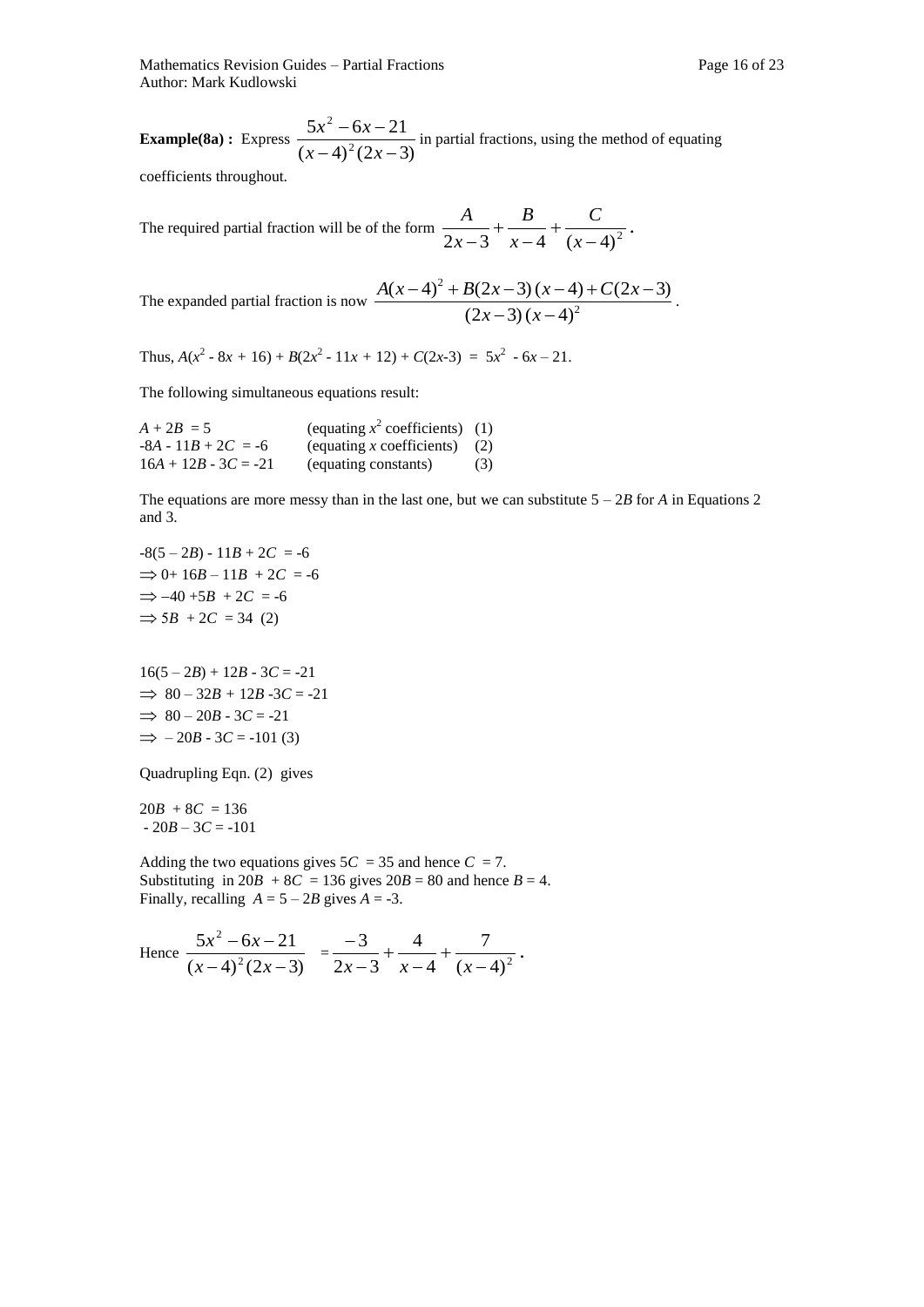**Example(8a) :** Express $\dfrac{5x^2-6x-21}{(x-4)^2(2x-3)}$ in partial fractions, using the method of equating coefficients throughout.

The required partial fraction will be of the form $\dfrac{A}{2x-3}+\dfrac{B}{x-4}+\dfrac{C}{(x-4)^2}$.

The expanded partial fraction is now $\dfrac{A(x-4)^2+B(2x-3)(x-4)+C(2x-3)}{(2x-3)(x-4)^2}$.

Thus, $A(x^2 - 8x + 16) + B(2x^2 - 11x + 12) + C(2x-3) = 5x^2 - 6x - 21$.

The following simultaneous equations result:

| | | |
|---|---|---|
| $A + 2B = 5$ | (equating $x^2$ coefficients) | (1) |
| $-8A - 11B + 2C = -6$ | (equating $x$ coefficients) | (2) |
| $16A + 12B - 3C = -21$ | (equating constants) | (3) |

The equations are more messy than in the last one, but we can substitute $5 - 2B$ for $A$ in Equations 2 and 3.

$-8(5 - 2B) - 11B + 2C = -6$
$\Rightarrow 0 + 16B - 11B + 2C = -6$
$\Rightarrow -40 + 5B + 2C = -6$
$\Rightarrow 5B + 2C = 34$ (2)

$16(5 - 2B) + 12B - 3C = -21$
$\Rightarrow 80 - 32B + 12B - 3C = -21$
$\Rightarrow 80 - 20B - 3C = -21$
$\Rightarrow -20B - 3C = -101$ (3)

Quadrupling Eqn. (2) gives

$20B + 8C = 136$
$-20B - 3C = -101$

Adding the two equations gives $5C = 35$ and hence $C = 7$.
Substituting in $20B + 8C = 136$ gives $20B = 80$ and hence $B = 4$.
Finally, recalling $A = 5 - 2B$ gives $A = -3$.

Hence $\dfrac{5x^2-6x-21}{(x-4)^2(2x-3)} = \dfrac{-3}{2x-3}+\dfrac{4}{x-4}+\dfrac{7}{(x-4)^2}$.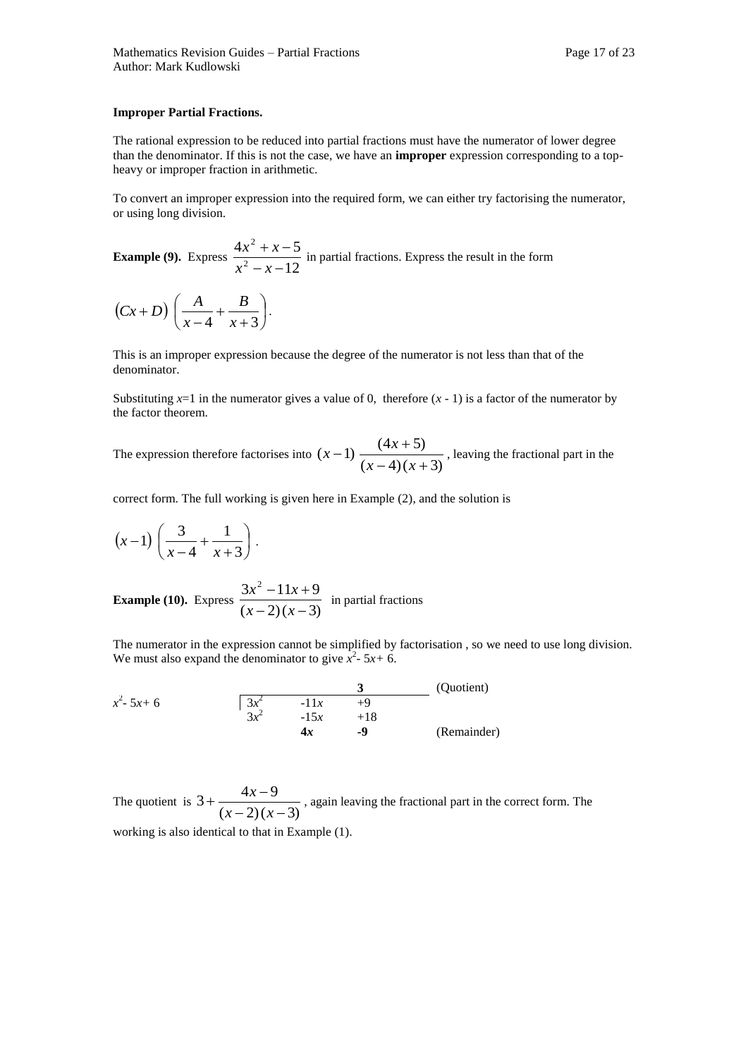**Improper Partial Fractions.**

The rational expression to be reduced into partial fractions must have the numerator of lower degree than the denominator. If this is not the case, we have an **improper** expression corresponding to a top-heavy or improper fraction in arithmetic.

To convert an improper expression into the required form, we can either try factorising the numerator, or using long division.

**Example (9).** Express $\dfrac{4x^2 + x - 5}{x^2 - x - 12}$ in partial fractions. Express the result in the form

$$(Cx + D)\left(\frac{A}{x-4} + \frac{B}{x+3}\right).$$

This is an improper expression because the degree of the numerator is not less than that of the denominator.

Substituting $x$=1 in the numerator gives a value of 0, therefore $(x - 1)$ is a factor of the numerator by the factor theorem.

The expression therefore factorises into $(x-1)\,\dfrac{(4x+5)}{(x-4)(x+3)}$, leaving the fractional part in the correct form. The full working is given here in Example (2), and the solution is

$$(x-1)\left(\frac{3}{x-4} + \frac{1}{x+3}\right).$$

**Example (10).** Express $\dfrac{3x^2 - 11x + 9}{(x-2)(x-3)}$ in partial fractions

The numerator in the expression cannot be simplified by factorisation , so we need to use long division. We must also expand the denominator to give $x^2 - 5x + 6$.

| | | | | |
|---|---|---|---|---|
| | | | **3** | (Quotient) |
| $x^2 - 5x + 6$ | $3x^2$ | $-11x$ | $+9$ | |
| | $3x^2$ | $-15x$ | $+18$ | |
| | | $\mathbf{4x}$ | **-9** | (Remainder) |

The quotient is $3 + \dfrac{4x-9}{(x-2)(x-3)}$, again leaving the fractional part in the correct form. The working is also identical to that in Example (1).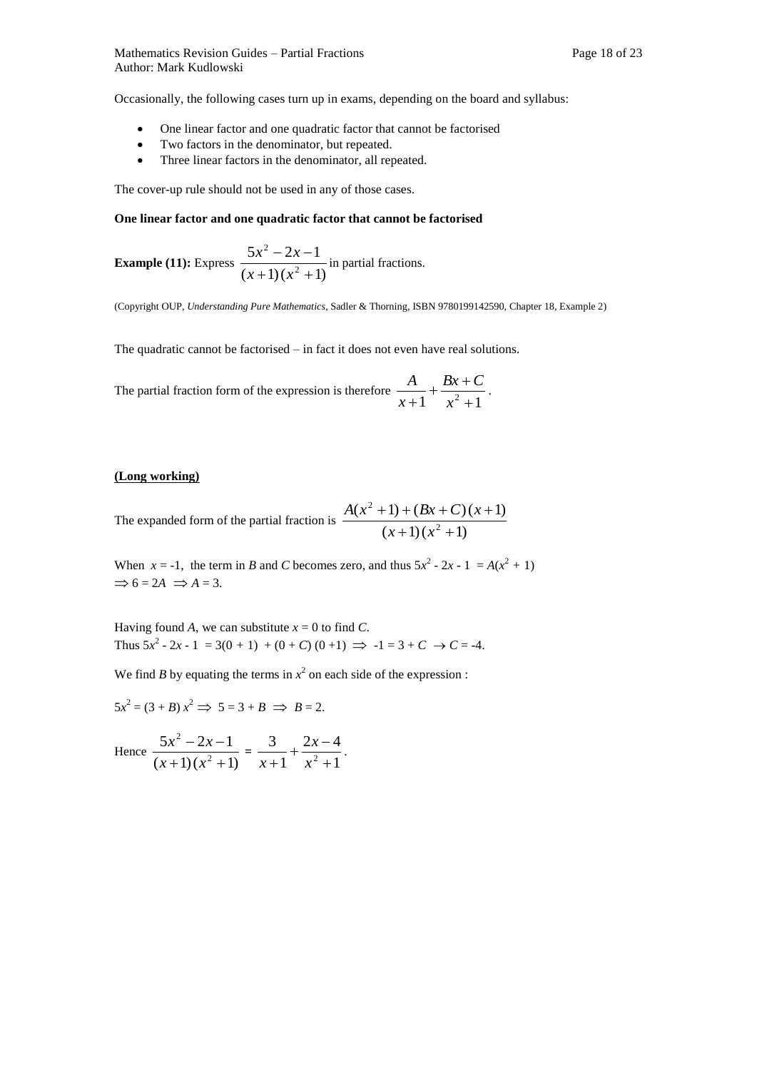Occasionally, the following cases turn up in exams, depending on the board and syllabus:

- One linear factor and one quadratic factor that cannot be factorised
- Two factors in the denominator, but repeated.
- Three linear factors in the denominator, all repeated.

The cover-up rule should not be used in any of those cases.

**One linear factor and one quadratic factor that cannot be factorised**

**Example (11):** Express $\dfrac{5x^2 - 2x - 1}{(x+1)(x^2+1)}$ in partial fractions.

(Copyright OUP, *Understanding Pure Mathematics*, Sadler & Thorning, ISBN 9780199142590, Chapter 18, Example 2)

The quadratic cannot be factorised – in fact it does not even have real solutions.

The partial fraction form of the expression is therefore $\dfrac{A}{x+1} + \dfrac{Bx + C}{x^2 + 1}$.

**(Long working)**

The expanded form of the partial fraction is $\dfrac{A(x^2+1) + (Bx + C)(x+1)}{(x+1)(x^2+1)}$

When $x = -1$, the term in $B$ and $C$ becomes zero, and thus $5x^2 - 2x - 1 = A(x^2 + 1)$
$\Rightarrow 6 = 2A \Rightarrow A = 3$.

Having found $A$, we can substitute $x = 0$ to find $C$.
Thus $5x^2 - 2x - 1 = 3(0 + 1) + (0 + C)(0 + 1) \Rightarrow -1 = 3 + C \rightarrow C = -4$.

We find $B$ by equating the terms in $x^2$ on each side of the expression :

$5x^2 = (3 + B)x^2 \Rightarrow 5 = 3 + B \Rightarrow B = 2$.

Hence $\dfrac{5x^2 - 2x - 1}{(x+1)(x^2+1)} = \dfrac{3}{x+1} + \dfrac{2x - 4}{x^2 + 1}$.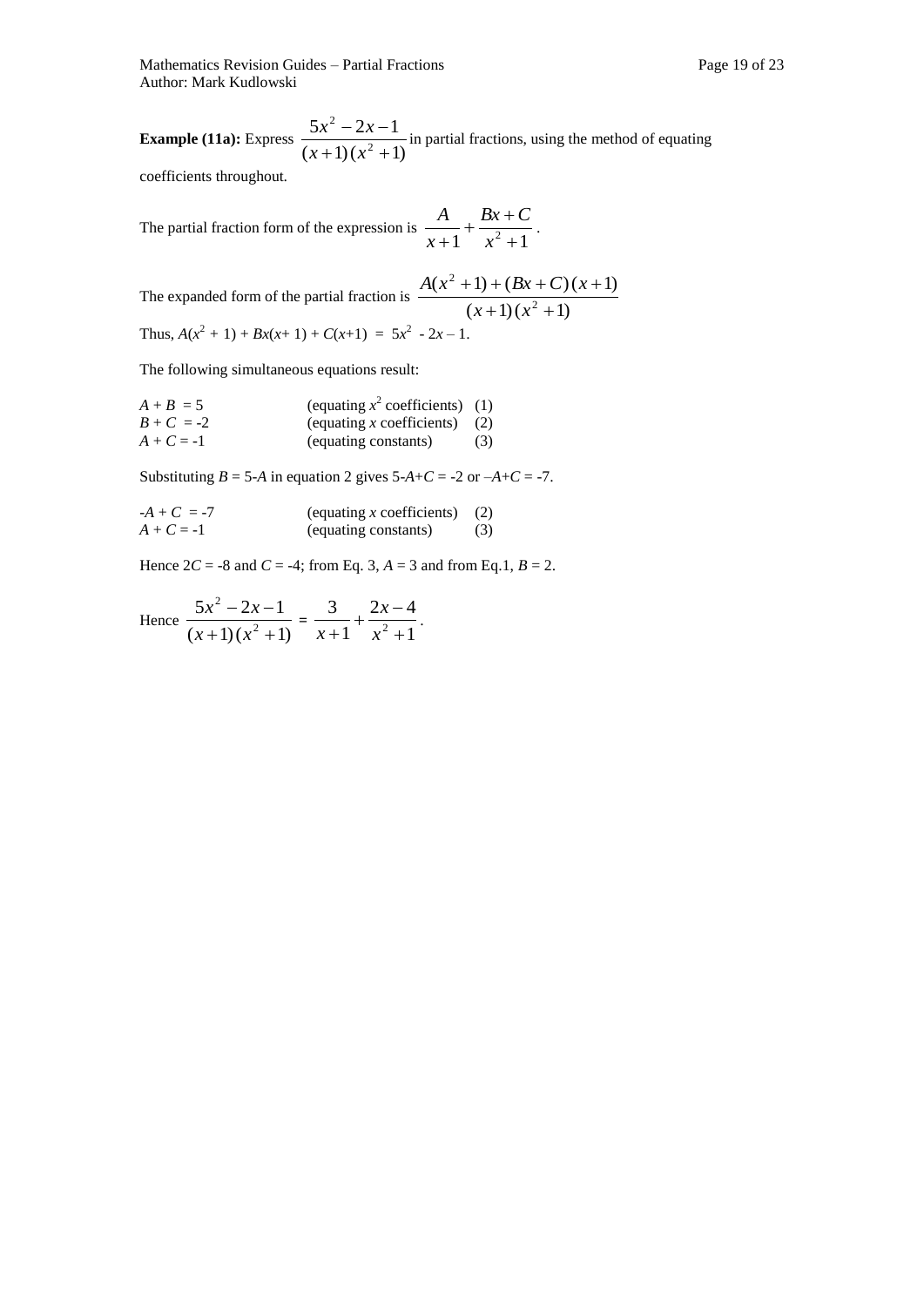**Example (11a):** Express $\dfrac{5x^2 - 2x - 1}{(x+1)(x^2+1)}$ in partial fractions, using the method of equating coefficients throughout.

The partial fraction form of the expression is $\dfrac{A}{x+1} + \dfrac{Bx+C}{x^2+1}$.

The expanded form of the partial fraction is $\dfrac{A(x^2+1) + (Bx+C)(x+1)}{(x+1)(x^2+1)}$

Thus, $A(x^2 + 1) + Bx(x+ 1) + C(x+1) = 5x^2 - 2x - 1$.

The following simultaneous equations result:

| | | |
|---|---|---|
| $A + B = 5$ | (equating $x^2$ coefficients) | (1) |
| $B + C = -2$ | (equating $x$ coefficients) | (2) |
| $A + C = -1$ | (equating constants) | (3) |

Substituting $B = 5-A$ in equation 2 gives $5-A+C = -2$ or $-A+C = -7$.

| | | |
|---|---|---|
| $-A + C = -7$ | (equating $x$ coefficients) | (2) |
| $A + C = -1$ | (equating constants) | (3) |

Hence $2C = -8$ and $C = -4$; from Eq. 3, $A = 3$ and from Eq.1, $B = 2$.

Hence $\dfrac{5x^2 - 2x - 1}{(x+1)(x^2+1)} = \dfrac{3}{x+1} + \dfrac{2x-4}{x^2+1}$.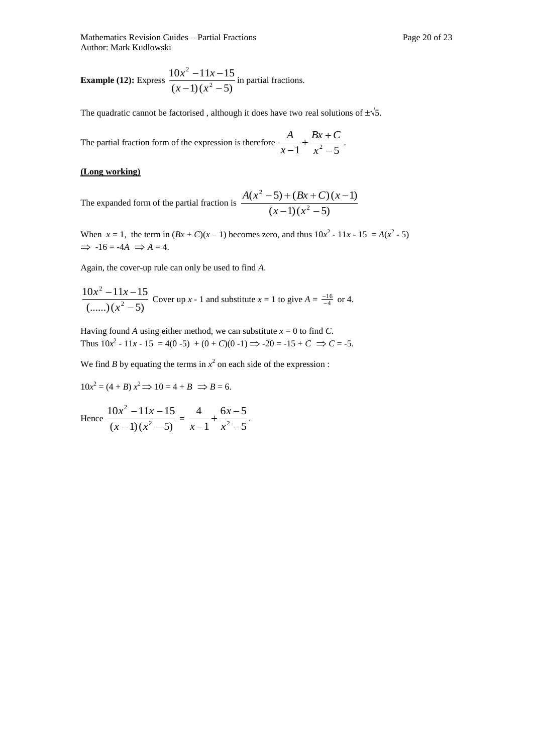**Example (12):** Express $\dfrac{10x^2 - 11x - 15}{(x-1)(x^2-5)}$ in partial fractions.

The quadratic cannot be factorised , although it does have two real solutions of $\pm\sqrt{5}$.

The partial fraction form of the expression is therefore $\dfrac{A}{x-1} + \dfrac{Bx+C}{x^2-5}$.

**(Long working)**

The expanded form of the partial fraction is $\dfrac{A(x^2-5)+(Bx+C)(x-1)}{(x-1)(x^2-5)}$

When $x = 1$, the term in $(Bx + C)(x - 1)$ becomes zero, and thus $10x^2 - 11x - 15 = A(x^2 - 5)$
$\Rightarrow -16 = -4A \Rightarrow A = 4$.

Again, the cover-up rule can only be used to find $A$.

$\dfrac{10x^2 - 11x - 15}{(......)(x^2-5)}$ Cover up $x - 1$ and substitute $x = 1$ to give $A = \frac{-16}{-4}$ or 4.

Having found $A$ using either method, we can substitute $x = 0$ to find $C$.
Thus $10x^2 - 11x - 15 = 4(0 - 5) + (0 + C)(0 - 1) \Rightarrow -20 = -15 + C \Rightarrow C = -5$.

We find $B$ by equating the terms in $x^2$ on each side of the expression :

$10x^2 = (4 + B)\,x^2 \Rightarrow 10 = 4 + B \Rightarrow B = 6$.

Hence $\dfrac{10x^2 - 11x - 15}{(x-1)(x^2-5)} = \dfrac{4}{x-1} + \dfrac{6x-5}{x^2-5}$.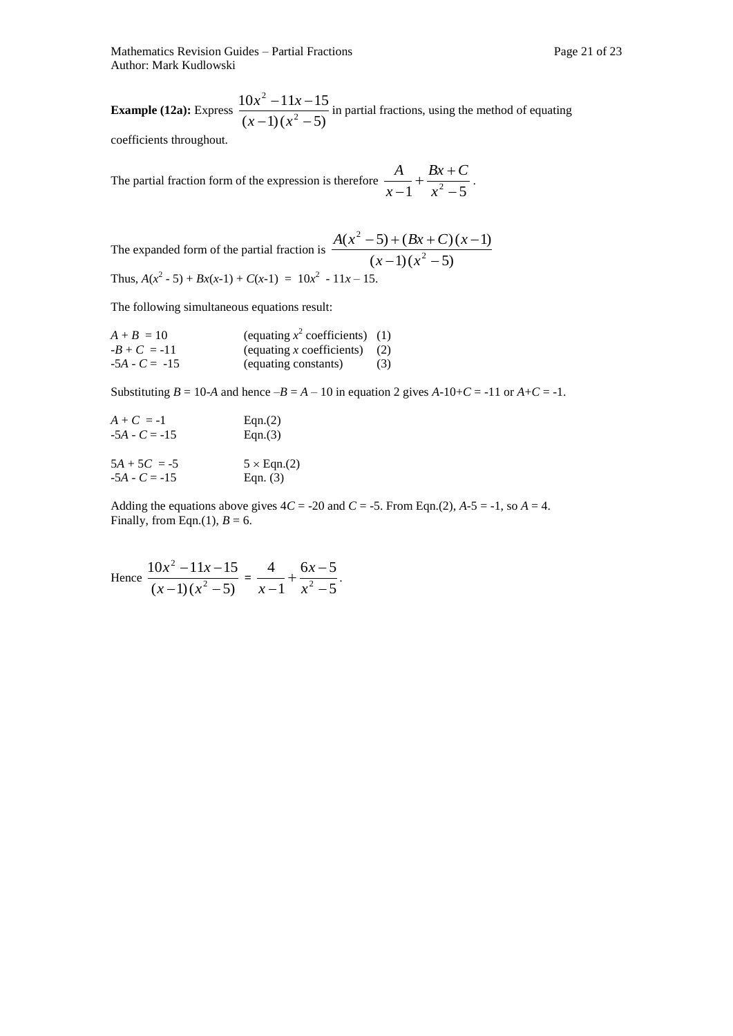**Example (12a):** Express $\frac{10x^2 - 11x - 15}{(x-1)(x^2-5)}$ in partial fractions, using the method of equating coefficients throughout.

The partial fraction form of the expression is therefore $\frac{A}{x-1} + \frac{Bx+C}{x^2-5}$.

The expanded form of the partial fraction is $\frac{A(x^2-5)+(Bx+C)(x-1)}{(x-1)(x^2-5)}$

Thus, $A(x^2 - 5) + Bx(x-1) + C(x-1) = 10x^2 - 11x - 15$.

The following simultaneous equations result:

| | | |
|---|---|---|
| $A + B = 10$ | (equating $x^2$ coefficients) | (1) |
| $-B + C = -11$ | (equating $x$ coefficients) | (2) |
| $-5A - C = -15$ | (equating constants) | (3) |

Substituting $B = 10-A$ and hence $-B = A - 10$ in equation 2 gives $A-10+C = -11$ or $A+C = -1$.

| | |
|---|---|
| $A + C = -1$ | Eqn.(2) |
| $-5A - C = -15$ | Eqn.(3) |

| | |
|---|---|
| $5A + 5C = -5$ | $5 \times$ Eqn.(2) |
| $-5A - C = -15$ | Eqn. (3) |

Adding the equations above gives $4C = -20$ and $C = -5$. From Eqn.(2), $A-5 = -1$, so $A = 4$.
Finally, from Eqn.(1), $B = 6$.

Hence $\frac{10x^2 - 11x - 15}{(x-1)(x^2-5)} = \frac{4}{x-1} + \frac{6x-5}{x^2-5}$.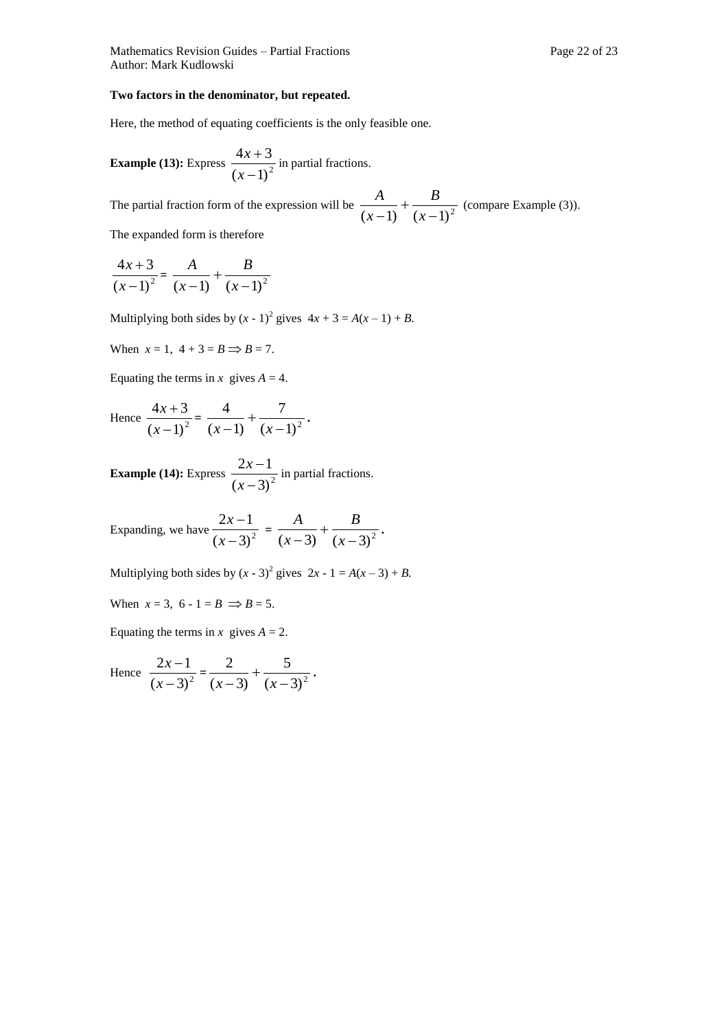**Two factors in the denominator, but repeated.**

Here, the method of equating coefficients is the only feasible one.

**Example (13):** Express $\frac{4x+3}{(x-1)^2}$ in partial fractions.

The partial fraction form of the expression will be $\frac{A}{(x-1)} + \frac{B}{(x-1)^2}$ (compare Example (3)).

The expanded form is therefore

$$\frac{4x+3}{(x-1)^2} = \frac{A}{(x-1)} + \frac{B}{(x-1)^2}$$

Multiplying both sides by $(x - 1)^2$ gives $4x + 3 = A(x - 1) + B$.

When $x = 1$, $4 + 3 = B \Rightarrow B = 7$.

Equating the terms in $x$ gives $A = 4$.

Hence $\frac{4x+3}{(x-1)^2} = \frac{4}{(x-1)} + \frac{7}{(x-1)^2}$.

**Example (14):** Express $\frac{2x-1}{(x-3)^2}$ in partial fractions.

Expanding, we have $\frac{2x-1}{(x-3)^2} = \frac{A}{(x-3)} + \frac{B}{(x-3)^2}$.

Multiplying both sides by $(x - 3)^2$ gives $2x - 1 = A(x - 3) + B$.

When $x = 3$, $6 - 1 = B \Rightarrow B = 5$.

Equating the terms in $x$ gives $A = 2$.

Hence $\frac{2x-1}{(x-3)^2} = \frac{2}{(x-3)} + \frac{5}{(x-3)^2}$.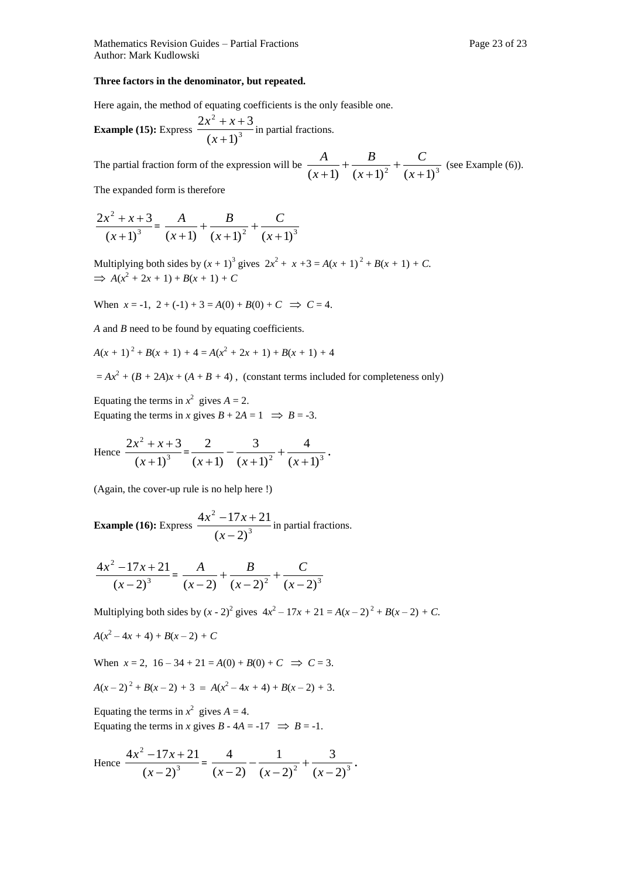**Three factors in the denominator, but repeated.**

Here again, the method of equating coefficients is the only feasible one.

**Example (15):** Express $\frac{2x^2+x+3}{(x+1)^3}$ in partial fractions.

The partial fraction form of the expression will be $\frac{A}{(x+1)}+\frac{B}{(x+1)^2}+\frac{C}{(x+1)^3}$ (see Example (6)).

The expanded form is therefore

$$\frac{2x^2+x+3}{(x+1)^3} = \frac{A}{(x+1)}+\frac{B}{(x+1)^2}+\frac{C}{(x+1)^3}$$

Multiplying both sides by $(x + 1)^3$ gives $2x^2 + x + 3 = A(x + 1)^2 + B(x + 1) + C.$
$\Rightarrow A(x^2 + 2x + 1) + B(x + 1) + C$

When $x = -1$, $2 + (-1) + 3 = A(0) + B(0) + C \Rightarrow C = 4.$

$A$ and $B$ need to be found by equating coefficients.

$A(x + 1)^2 + B(x + 1) + 4 = A(x^2 + 2x + 1) + B(x + 1) + 4$

$= Ax^2 + (B + 2A)x + (A + B + 4)$ , (constant terms included for completeness only)

Equating the terms in $x^2$ gives $A = 2$.
Equating the terms in $x$ gives $B + 2A = 1 \Rightarrow B = -3$.

Hence $\frac{2x^2+x+3}{(x+1)^3} = \frac{2}{(x+1)} - \frac{3}{(x+1)^2} + \frac{4}{(x+1)^3}$.

(Again, the cover-up rule is no help here !)

**Example (16):** Express $\frac{4x^2-17x+21}{(x-2)^3}$ in partial fractions.

$$\frac{4x^2-17x+21}{(x-2)^3} = \frac{A}{(x-2)}+\frac{B}{(x-2)^2}+\frac{C}{(x-2)^3}$$

Multiplying both sides by $(x - 2)^2$ gives $4x^2 - 17x + 21 = A(x - 2)^2 + B(x - 2) + C.$

$A(x^2 - 4x + 4) + B(x - 2) + C$

When $x = 2$, $16 - 34 + 21 = A(0) + B(0) + C \Rightarrow C = 3.$

$A(x - 2)^2 + B(x - 2) + 3 = A(x^2 - 4x + 4) + B(x - 2) + 3.$

Equating the terms in $x^2$ gives $A = 4$.
Equating the terms in $x$ gives $B - 4A = -17 \Rightarrow B = -1$.

Hence $\frac{4x^2-17x+21}{(x-2)^3} = \frac{4}{(x-2)} - \frac{1}{(x-2)^2} + \frac{3}{(x-2)^3}$.